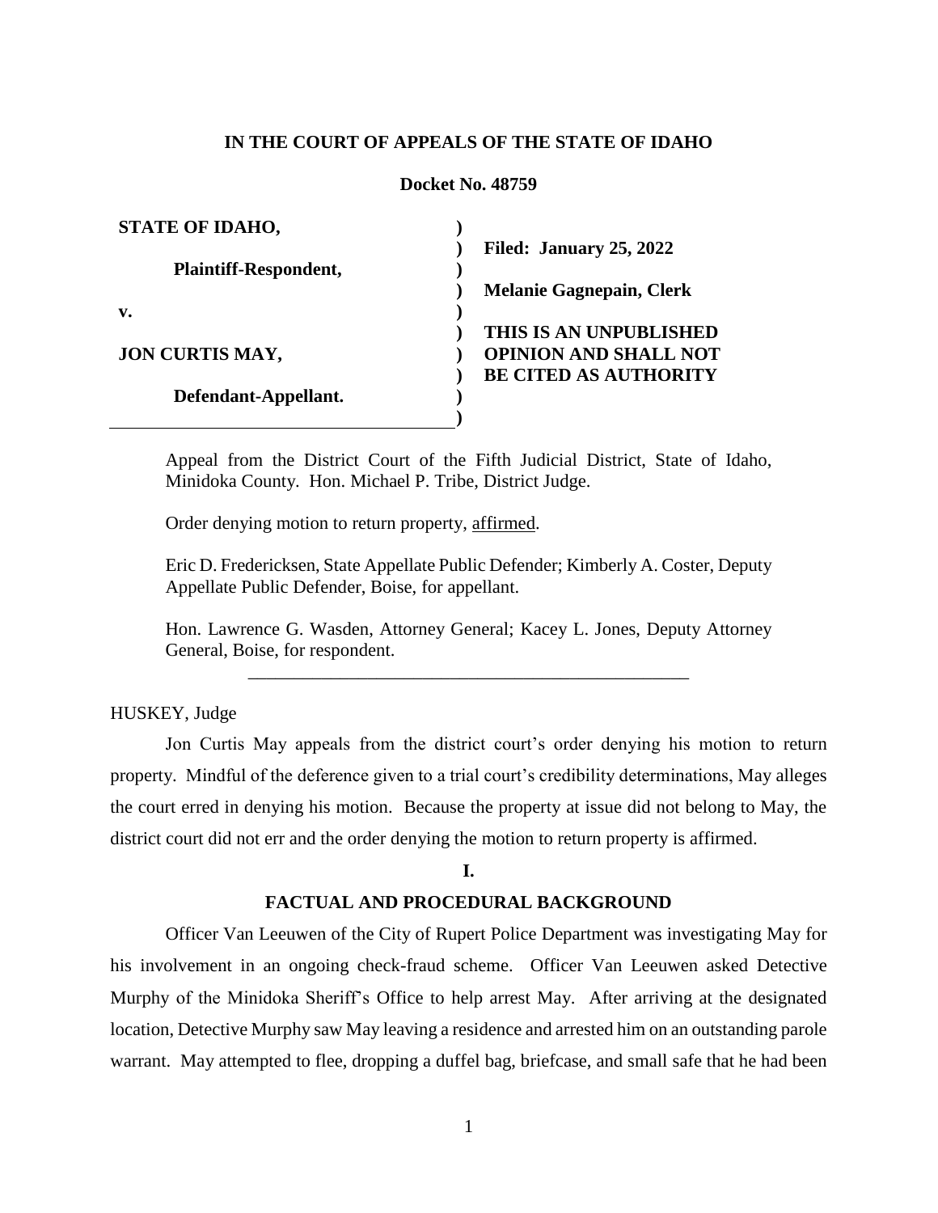**IN THE COURT OF APPEALS OF THE STATE OF IDAHO**

**Docket No. 48759**

| | |
|---|---|
| **STATE OF IDAHO,** | |
| **Plaintiff-Respondent,** | **Filed: January 25, 2022** |
| **v.** | **Melanie Gagnepain, Clerk** |
| **JON CURTIS MAY,** | **THIS IS AN UNPUBLISHED OPINION AND SHALL NOT BE CITED AS AUTHORITY** |
| **Defendant-Appellant.** | |

Appeal from the District Court of the Fifth Judicial District, State of Idaho, Minidoka County. Hon. Michael P. Tribe, District Judge.

Order denying motion to return property, affirmed.

Eric D. Fredericksen, State Appellate Public Defender; Kimberly A. Coster, Deputy Appellate Public Defender, Boise, for appellant.

Hon. Lawrence G. Wasden, Attorney General; Kacey L. Jones, Deputy Attorney General, Boise, for respondent.

---

HUSKEY, Judge

Jon Curtis May appeals from the district court's order denying his motion to return property. Mindful of the deference given to a trial court's credibility determinations, May alleges the court erred in denying his motion. Because the property at issue did not belong to May, the district court did not err and the order denying the motion to return property is affirmed.

## I.

## FACTUAL AND PROCEDURAL BACKGROUND

Officer Van Leeuwen of the City of Rupert Police Department was investigating May for his involvement in an ongoing check-fraud scheme. Officer Van Leeuwen asked Detective Murphy of the Minidoka Sheriff's Office to help arrest May. After arriving at the designated location, Detective Murphy saw May leaving a residence and arrested him on an outstanding parole warrant. May attempted to flee, dropping a duffel bag, briefcase, and small safe that he had been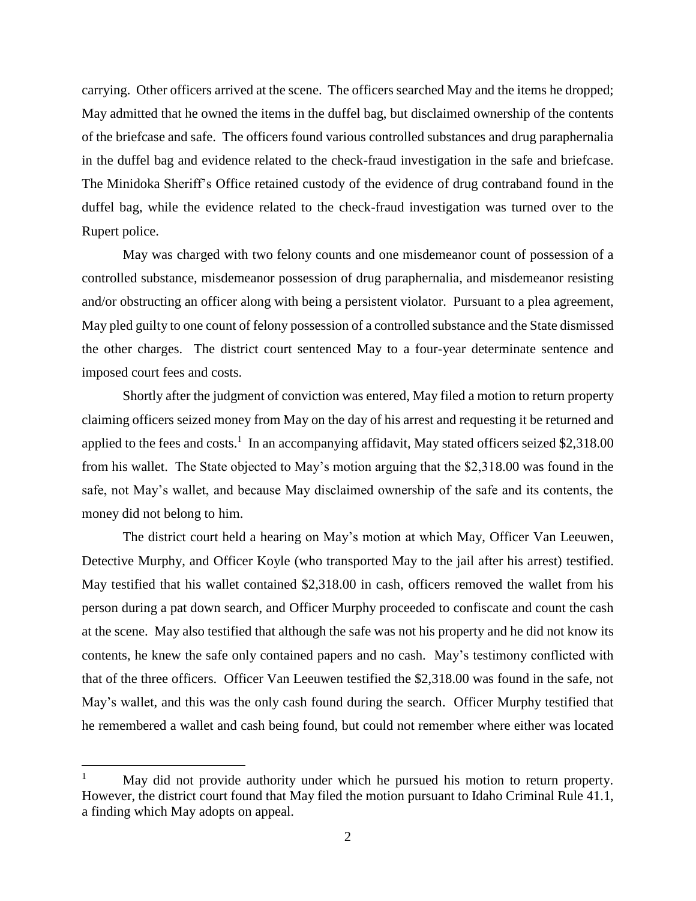carrying. Other officers arrived at the scene. The officers searched May and the items he dropped; May admitted that he owned the items in the duffel bag, but disclaimed ownership of the contents of the briefcase and safe. The officers found various controlled substances and drug paraphernalia in the duffel bag and evidence related to the check-fraud investigation in the safe and briefcase. The Minidoka Sheriff's Office retained custody of the evidence of drug contraband found in the duffel bag, while the evidence related to the check-fraud investigation was turned over to the Rupert police.

May was charged with two felony counts and one misdemeanor count of possession of a controlled substance, misdemeanor possession of drug paraphernalia, and misdemeanor resisting and/or obstructing an officer along with being a persistent violator. Pursuant to a plea agreement, May pled guilty to one count of felony possession of a controlled substance and the State dismissed the other charges. The district court sentenced May to a four-year determinate sentence and imposed court fees and costs.

Shortly after the judgment of conviction was entered, May filed a motion to return property claiming officers seized money from May on the day of his arrest and requesting it be returned and applied to the fees and costs.[1] In an accompanying affidavit, May stated officers seized $2,318.00 from his wallet. The State objected to May's motion arguing that the $2,318.00 was found in the safe, not May's wallet, and because May disclaimed ownership of the safe and its contents, the money did not belong to him.

The district court held a hearing on May's motion at which May, Officer Van Leeuwen, Detective Murphy, and Officer Koyle (who transported May to the jail after his arrest) testified. May testified that his wallet contained $2,318.00 in cash, officers removed the wallet from his person during a pat down search, and Officer Murphy proceeded to confiscate and count the cash at the scene. May also testified that although the safe was not his property and he did not know its contents, he knew the safe only contained papers and no cash. May's testimony conflicted with that of the three officers. Officer Van Leeuwen testified the $2,318.00 was found in the safe, not May's wallet, and this was the only cash found during the search. Officer Murphy testified that he remembered a wallet and cash being found, but could not remember where either was located

---

[1] May did not provide authority under which he pursued his motion to return property. However, the district court found that May filed the motion pursuant to Idaho Criminal Rule 41.1, a finding which May adopts on appeal.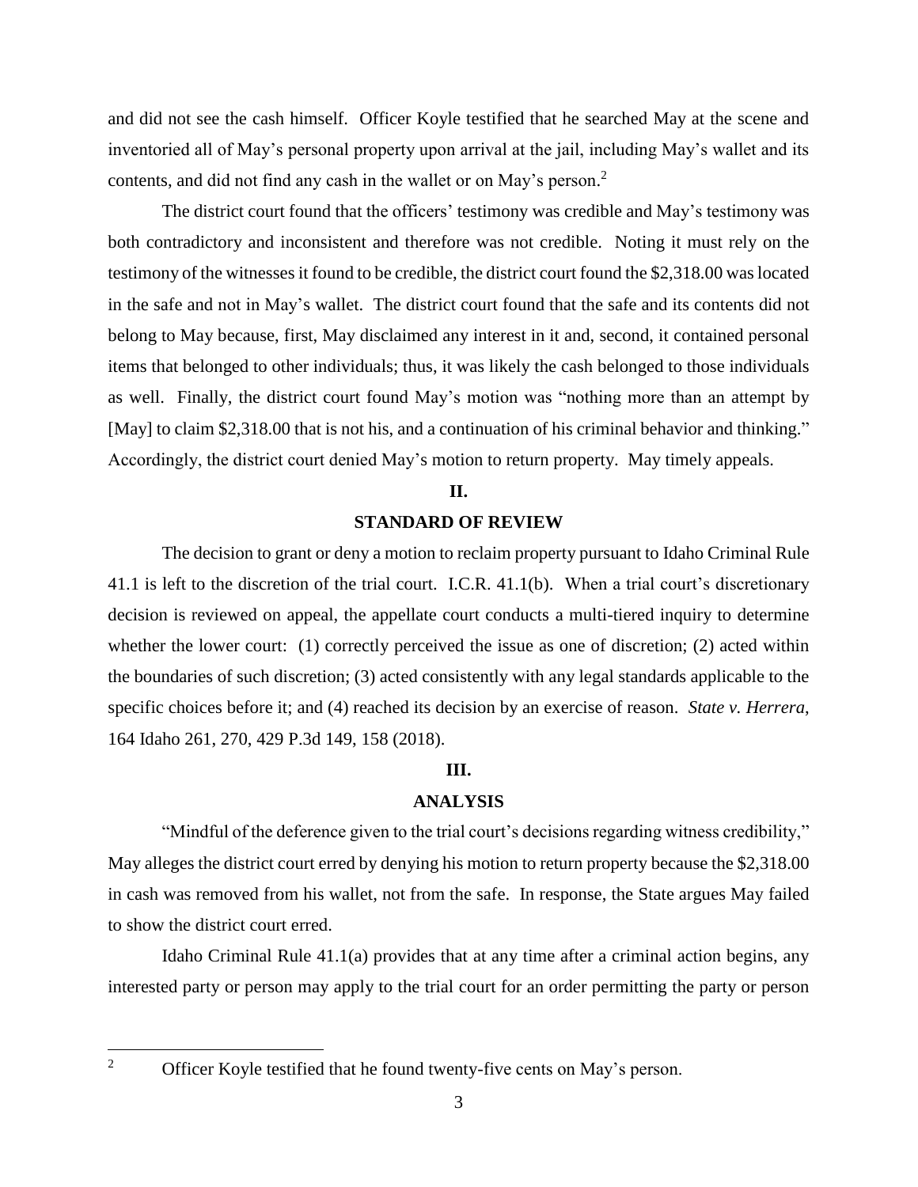and did not see the cash himself. Officer Koyle testified that he searched May at the scene and inventoried all of May's personal property upon arrival at the jail, including May's wallet and its contents, and did not find any cash in the wallet or on May's person.[2]

The district court found that the officers' testimony was credible and May's testimony was both contradictory and inconsistent and therefore was not credible. Noting it must rely on the testimony of the witnesses it found to be credible, the district court found the $2,318.00 was located in the safe and not in May's wallet. The district court found that the safe and its contents did not belong to May because, first, May disclaimed any interest in it and, second, it contained personal items that belonged to other individuals; thus, it was likely the cash belonged to those individuals as well. Finally, the district court found May's motion was "nothing more than an attempt by [May] to claim $2,318.00 that is not his, and a continuation of his criminal behavior and thinking." Accordingly, the district court denied May's motion to return property. May timely appeals.

## II.

## STANDARD OF REVIEW

The decision to grant or deny a motion to reclaim property pursuant to Idaho Criminal Rule 41.1 is left to the discretion of the trial court. I.C.R. 41.1(b). When a trial court's discretionary decision is reviewed on appeal, the appellate court conducts a multi-tiered inquiry to determine whether the lower court: (1) correctly perceived the issue as one of discretion; (2) acted within the boundaries of such discretion; (3) acted consistently with any legal standards applicable to the specific choices before it; and (4) reached its decision by an exercise of reason. *State v. Herrera*, 164 Idaho 261, 270, 429 P.3d 149, 158 (2018).

## III.

## ANALYSIS

"Mindful of the deference given to the trial court's decisions regarding witness credibility," May alleges the district court erred by denying his motion to return property because the $2,318.00 in cash was removed from his wallet, not from the safe. In response, the State argues May failed to show the district court erred.

Idaho Criminal Rule 41.1(a) provides that at any time after a criminal action begins, any interested party or person may apply to the trial court for an order permitting the party or person

---

[2] Officer Koyle testified that he found twenty-five cents on May's person.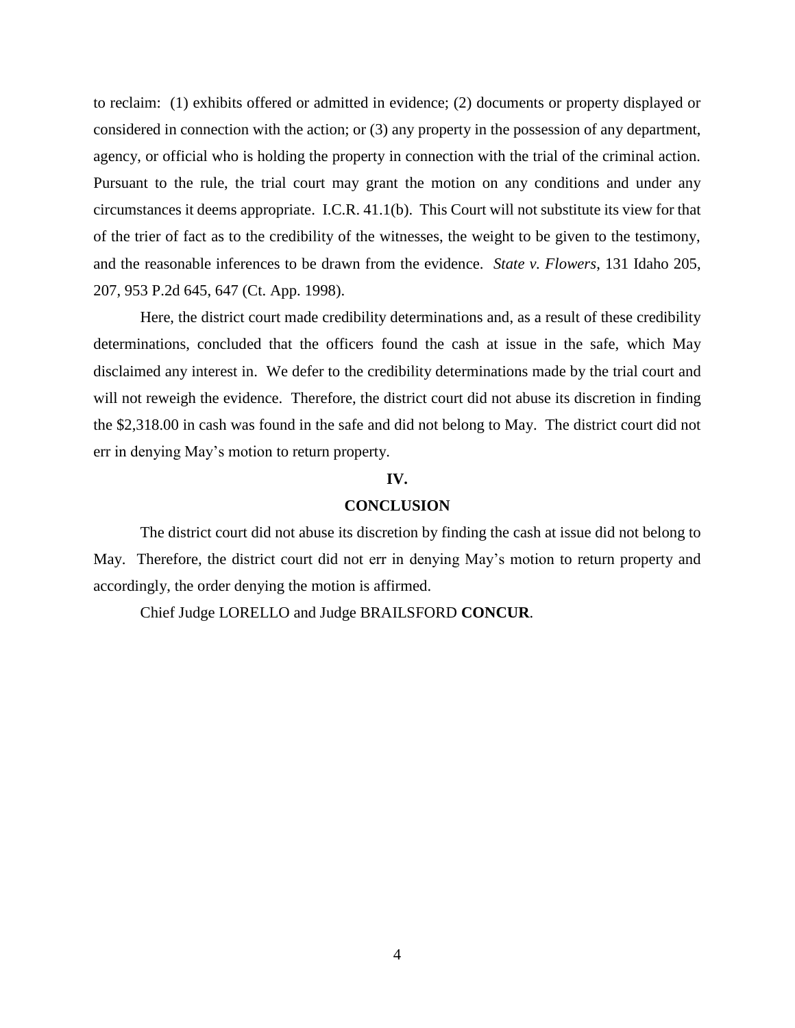to reclaim: (1) exhibits offered or admitted in evidence; (2) documents or property displayed or considered in connection with the action; or (3) any property in the possession of any department, agency, or official who is holding the property in connection with the trial of the criminal action. Pursuant to the rule, the trial court may grant the motion on any conditions and under any circumstances it deems appropriate. I.C.R. 41.1(b). This Court will not substitute its view for that of the trier of fact as to the credibility of the witnesses, the weight to be given to the testimony, and the reasonable inferences to be drawn from the evidence. *State v. Flowers*, 131 Idaho 205, 207, 953 P.2d 645, 647 (Ct. App. 1998).

Here, the district court made credibility determinations and, as a result of these credibility determinations, concluded that the officers found the cash at issue in the safe, which May disclaimed any interest in. We defer to the credibility determinations made by the trial court and will not reweigh the evidence. Therefore, the district court did not abuse its discretion in finding the $2,318.00 in cash was found in the safe and did not belong to May. The district court did not err in denying May's motion to return property.

## IV.

## CONCLUSION

The district court did not abuse its discretion by finding the cash at issue did not belong to May. Therefore, the district court did not err in denying May's motion to return property and accordingly, the order denying the motion is affirmed.

Chief Judge LORELLO and Judge BRAILSFORD **CONCUR**.